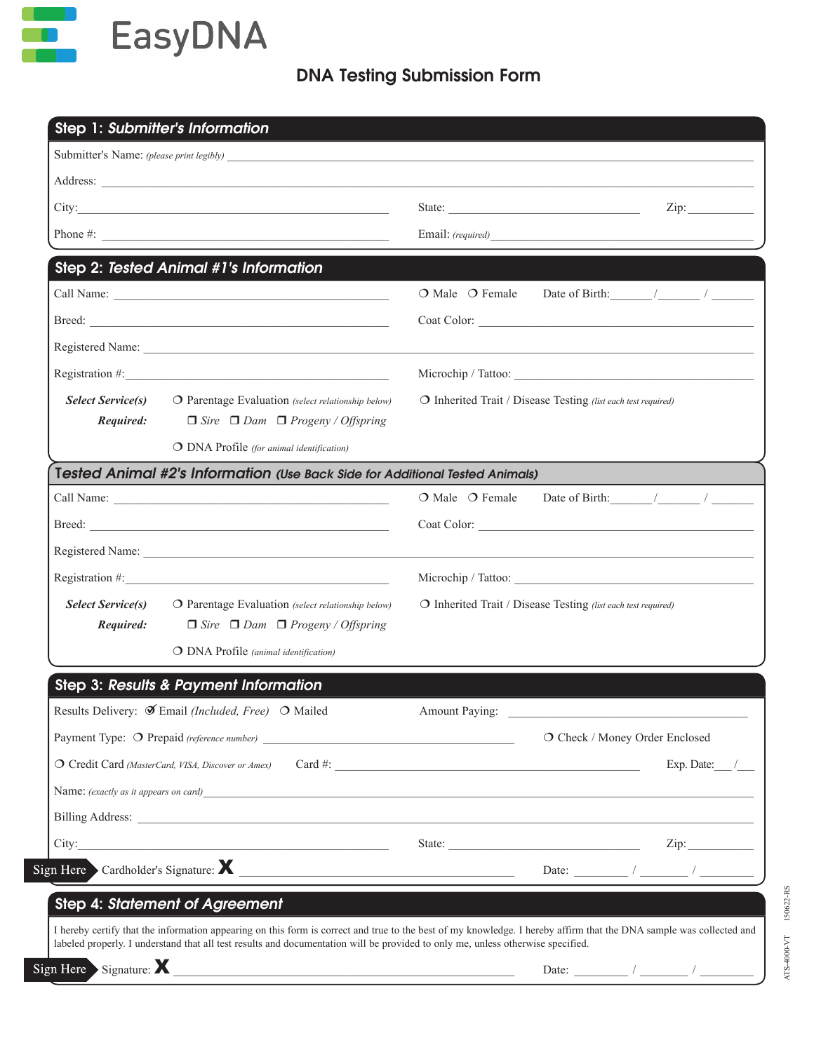# EasyDNA

## DNA Testing Submission Form

### Step 1: *Submitter's Information*

Submitter's Name: *(please print legibly)* ______________________________

Address: ______________________________

City: ______________________________ State: ______________________________ Zip: __________

Phone #: ______________________________ Email: *(required)* ______________________________

### Step 2: *Tested Animal #1's Information*

Call Name: ______________________________ ❍ Male ❍ Female Date of Birth: ______ / ______ / ______

Breed: ______________________________ Coat Color: ______________________________

Registered Name: ______________________________

Registration #: ______________________________ Microchip / Tattoo: ______________________________

***Select Service(s) Required:***

❍ Parentage Evaluation *(select relationship below)*
❒ *Sire* ❒ *Dam* ❒ *Progeny / Offspring*

❍ Inherited Trait / Disease Testing *(list each test required)*

❍ DNA Profile *(for animal identification)*

### Tested Animal #2's Information (Use Back Side for Additional Tested Animals)

Call Name: ______________________________ ❍ Male ❍ Female Date of Birth: ______ / ______ / ______

Breed: ______________________________ Coat Color: ______________________________

Registered Name: ______________________________

Registration #: ______________________________ Microchip / Tattoo: ______________________________

***Select Service(s) Required:***

❍ Parentage Evaluation *(select relationship below)*
❒ *Sire* ❒ *Dam* ❒ *Progeny / Offspring*

❍ Inherited Trait / Disease Testing *(list each test required)*

❍ DNA Profile *(animal identification)*

### Step 3: *Results & Payment Information*

Results Delivery: ☑ Email *(Included, Free)* ❍ Mailed Amount Paying: ______________________________

Payment Type: ❍ Prepaid *(reference number)* ______________________________ ❍ Check / Money Order Enclosed

❍ Credit Card *(MasterCard, VISA, Discover or Amex)* Card #: ______________________________ Exp. Date: ___ / ___

Name: *(exactly as it appears on card)* ______________________________

Billing Address: ______________________________

City: ______________________________ State: ______________________________ Zip: __________

Sign Here Cardholder's Signature: **X** ______________________________ Date: ______ / ______ / ______

### Step 4: *Statement of Agreement*

I hereby certify that the information appearing on this form is correct and true to the best of my knowledge. I hereby affirm that the DNA sample was collected and labeled properly. I understand that all test results and documentation will be provided to only me, unless otherwise specified.

Sign Here Signature: **X** ______________________________ Date: ______ / ______ / ______

ATS-4000-VT 150622-RS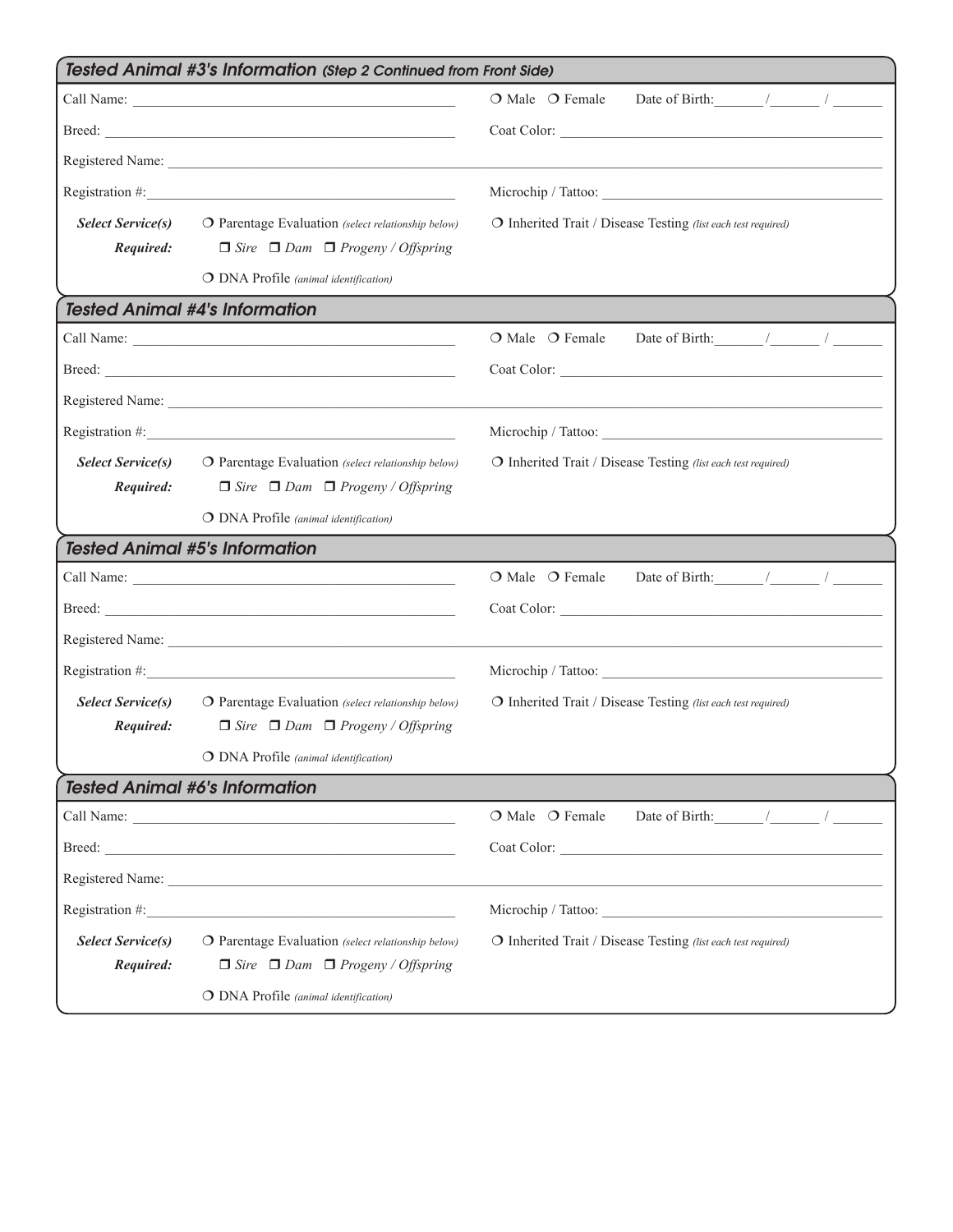## Tested Animal #3's Information *(Step 2 Continued from Front Side)*

Call Name: ______________________ ❍ Male ❍ Female Date of Birth: ____/____/____

Breed: ______________________ Coat Color: ______________________

Registered Name: ______________________

Registration #: ______________________ Microchip / Tattoo: ______________________

***Select Service(s) Required:***

❍ Parentage Evaluation *(select relationship below)*

❒ *Sire* ❒ *Dam* ❒ *Progeny / Offspring*

❍ DNA Profile *(animal identification)*

❍ Inherited Trait / Disease Testing *(list each test required)*

## Tested Animal #4's Information

Call Name: ______________________ ❍ Male ❍ Female Date of Birth: ____/____/____

Breed: ______________________ Coat Color: ______________________

Registered Name: ______________________

Registration #: ______________________ Microchip / Tattoo: ______________________

***Select Service(s) Required:***

❍ Parentage Evaluation *(select relationship below)*

❒ *Sire* ❒ *Dam* ❒ *Progeny / Offspring*

❍ DNA Profile *(animal identification)*

❍ Inherited Trait / Disease Testing *(list each test required)*

## Tested Animal #5's Information

Call Name: ______________________ ❍ Male ❍ Female Date of Birth: ____/____/____

Breed: ______________________ Coat Color: ______________________

Registered Name: ______________________

Registration #: ______________________ Microchip / Tattoo: ______________________

***Select Service(s) Required:***

❍ Parentage Evaluation *(select relationship below)*

❒ *Sire* ❒ *Dam* ❒ *Progeny / Offspring*

❍ DNA Profile *(animal identification)*

❍ Inherited Trait / Disease Testing *(list each test required)*

## Tested Animal #6's Information

Call Name: ______________________ ❍ Male ❍ Female Date of Birth: ____/____/____

Breed: ______________________ Coat Color: ______________________

Registered Name: ______________________

Registration #: ______________________ Microchip / Tattoo: ______________________

***Select Service(s) Required:***

❍ Parentage Evaluation *(select relationship below)*

❒ *Sire* ❒ *Dam* ❒ *Progeny / Offspring*

❍ DNA Profile *(animal identification)*

❍ Inherited Trait / Disease Testing *(list each test required)*